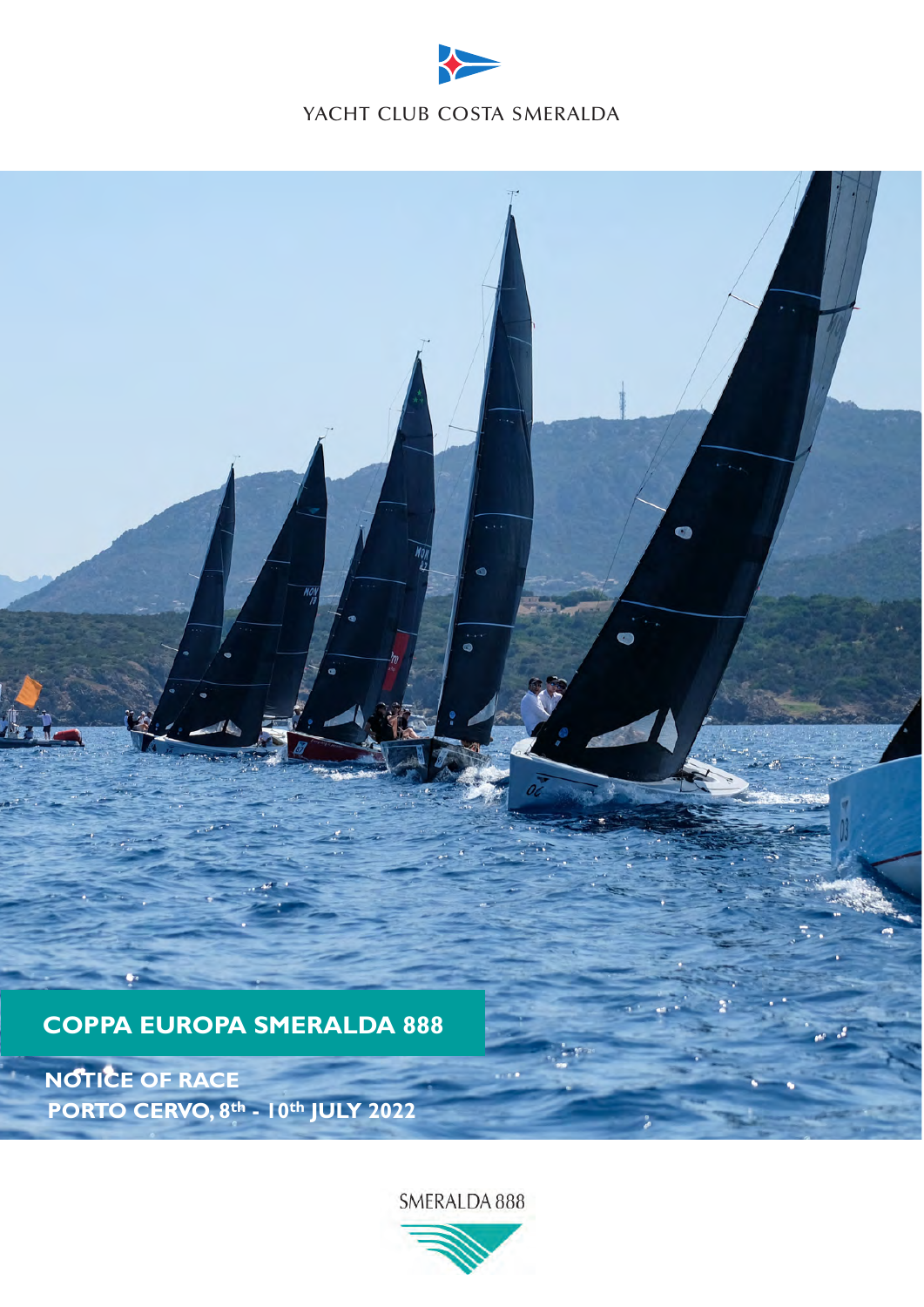YACHT CLUB COSTA SMERALDA

# COPPA EUROPA SMERALDA 888

## NOTICE OF RACE

**PORTO CERVO, 8th - 10th JULY 2022**

SMERALDA 888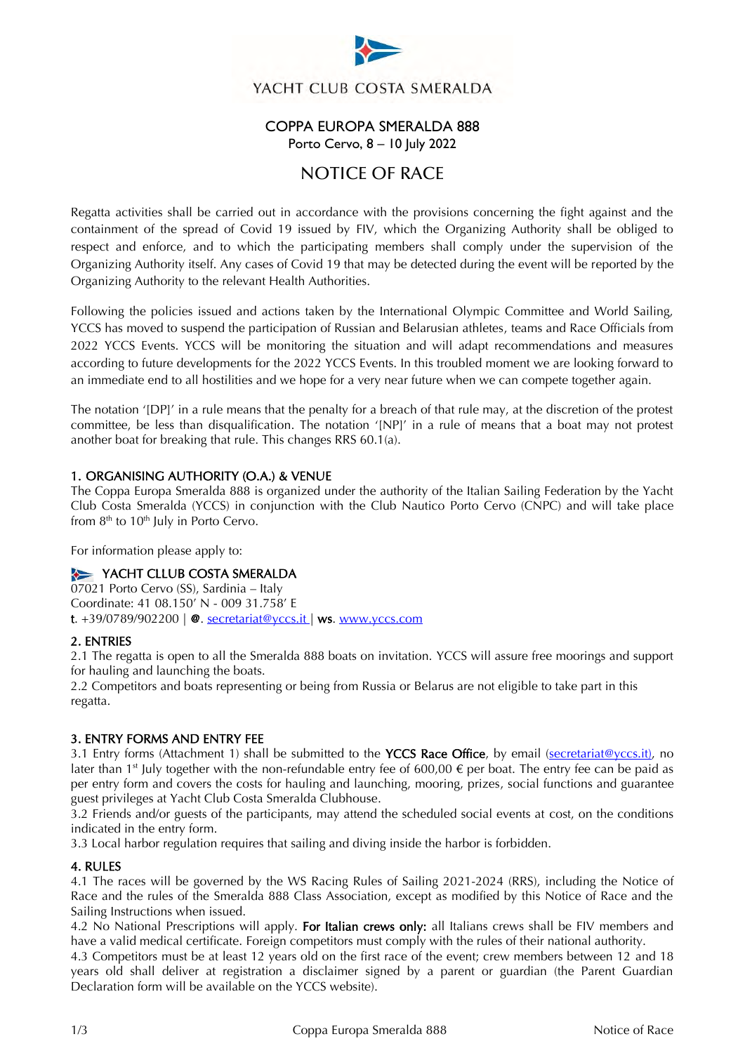YACHT CLUB COSTA SMERALDA

# COPPA EUROPA SMERALDA 888

Porto Cervo, 8 – 10 July 2022

# NOTICE OF RACE

Regatta activities shall be carried out in accordance with the provisions concerning the fight against and the containment of the spread of Covid 19 issued by FIV, which the Organizing Authority shall be obliged to respect and enforce, and to which the participating members shall comply under the supervision of the Organizing Authority itself. Any cases of Covid 19 that may be detected during the event will be reported by the Organizing Authority to the relevant Health Authorities.

Following the policies issued and actions taken by the International Olympic Committee and World Sailing, YCCS has moved to suspend the participation of Russian and Belarusian athletes, teams and Race Officials from 2022 YCCS Events. YCCS will be monitoring the situation and will adapt recommendations and measures according to future developments for the 2022 YCCS Events. In this troubled moment we are looking forward to an immediate end to all hostilities and we hope for a very near future when we can compete together again.

The notation '[DP]' in a rule means that the penalty for a breach of that rule may, at the discretion of the protest committee, be less than disqualification. The notation '[NP]' in a rule of means that a boat may not protest another boat for breaking that rule. This changes RRS 60.1(a).

## 1. ORGANISING AUTHORITY (O.A.) & VENUE

The Coppa Europa Smeralda 888 is organized under the authority of the Italian Sailing Federation by the Yacht Club Costa Smeralda (YCCS) in conjunction with the Club Nautico Porto Cervo (CNPC) and will take place from 8th to 10th July in Porto Cervo.

For information please apply to:

**YACHT CLLUB COSTA SMERALDA**
07021 Porto Cervo (SS), Sardinia – Italy
Coordinate: 41 08.150' N - 009 31.758' E
**t**. +39/0789/902200 | **@**. secretariat@yccs.it | **ws**. www.yccs.com

## 2. ENTRIES

2.1 The regatta is open to all the Smeralda 888 boats on invitation. YCCS will assure free moorings and support for hauling and launching the boats.
2.2 Competitors and boats representing or being from Russia or Belarus are not eligible to take part in this regatta.

## 3. ENTRY FORMS AND ENTRY FEE

3.1 Entry forms (Attachment 1) shall be submitted to the **YCCS Race Office**, by email (secretariat@yccs.it), no later than 1st July together with the non-refundable entry fee of 600,00 € per boat. The entry fee can be paid as per entry form and covers the costs for hauling and launching, mooring, prizes, social functions and guarantee guest privileges at Yacht Club Costa Smeralda Clubhouse.
3.2 Friends and/or guests of the participants, may attend the scheduled social events at cost, on the conditions indicated in the entry form.
3.3 Local harbor regulation requires that sailing and diving inside the harbor is forbidden.

## 4. RULES

4.1 The races will be governed by the WS Racing Rules of Sailing 2021-2024 (RRS), including the Notice of Race and the rules of the Smeralda 888 Class Association, except as modified by this Notice of Race and the Sailing Instructions when issued.
4.2 No National Prescriptions will apply. **For Italian crews only:** all Italians crews shall be FIV members and have a valid medical certificate. Foreign competitors must comply with the rules of their national authority.
4.3 Competitors must be at least 12 years old on the first race of the event; crew members between 12 and 18 years old shall deliver at registration a disclaimer signed by a parent or guardian (the Parent Guardian Declaration form will be available on the YCCS website).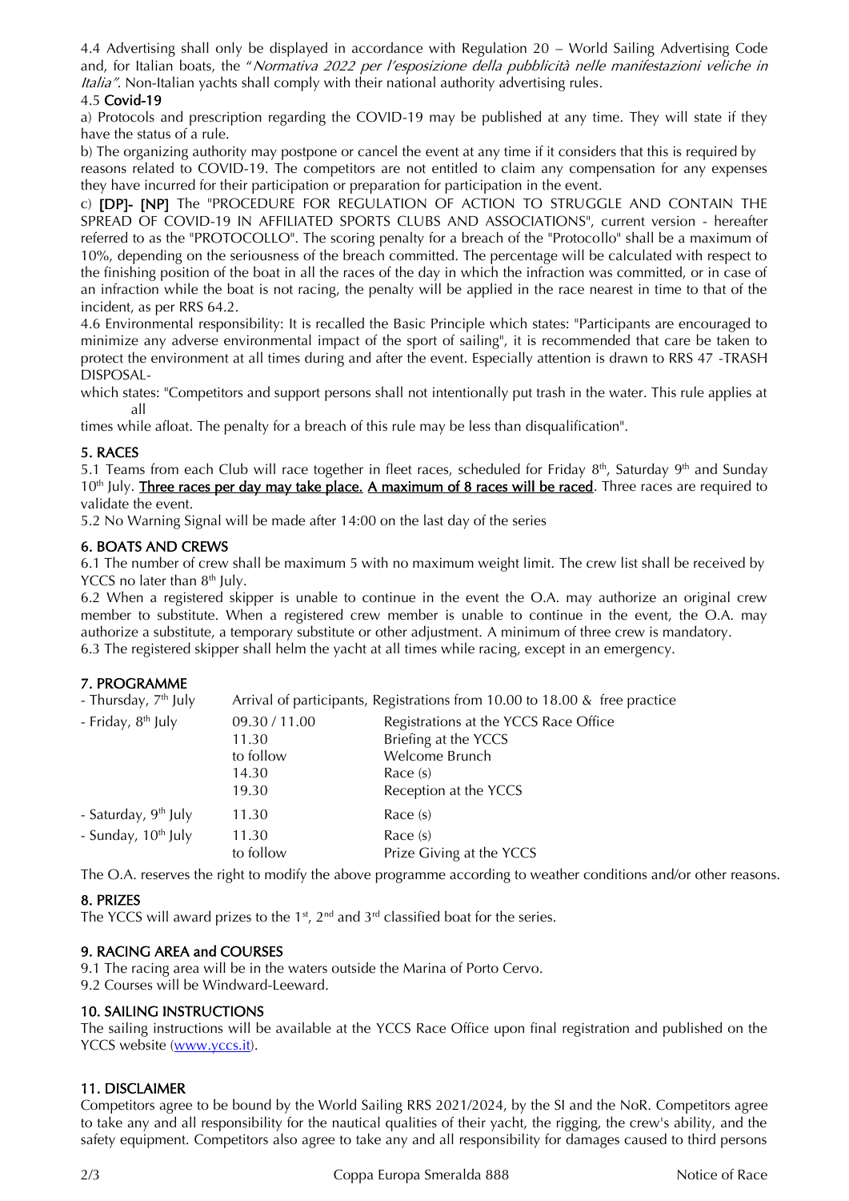4.4 Advertising shall only be displayed in accordance with Regulation 20 – World Sailing Advertising Code and, for Italian boats, the "*Normativa 2022 per l'esposizione della pubblicità nelle manifestazioni veliche in Italia".* Non-Italian yachts shall comply with their national authority advertising rules.

4.5 **Covid-19**

a) Protocols and prescription regarding the COVID-19 may be published at any time. They will state if they have the status of a rule.

b) The organizing authority may postpone or cancel the event at any time if it considers that this is required by reasons related to COVID-19. The competitors are not entitled to claim any compensation for any expenses they have incurred for their participation or preparation for participation in the event.

c) **[DP]- [NP]** The "PROCEDURE FOR REGULATION OF ACTION TO STRUGGLE AND CONTAIN THE SPREAD OF COVID-19 IN AFFILIATED SPORTS CLUBS AND ASSOCIATIONS", current version - hereafter referred to as the "PROTOCOLLO". The scoring penalty for a breach of the "Protocollo" shall be a maximum of 10%, depending on the seriousness of the breach committed. The percentage will be calculated with respect to the finishing position of the boat in all the races of the day in which the infraction was committed, or in case of an infraction while the boat is not racing, the penalty will be applied in the race nearest in time to that of the incident, as per RRS 64.2.

4.6 Environmental responsibility: It is recalled the Basic Principle which states: "Participants are encouraged to minimize any adverse environmental impact of the sport of sailing", it is recommended that care be taken to protect the environment at all times during and after the event. Especially attention is drawn to RRS 47 -TRASH DISPOSAL-

which states: "Competitors and support persons shall not intentionally put trash in the water. This rule applies at all

times while afloat. The penalty for a breach of this rule may be less than disqualification".

## 5. RACES

5.1 Teams from each Club will race together in fleet races, scheduled for Friday 8th, Saturday 9th and Sunday 10th July. **Three races per day may take place.** **A maximum of 8 races will be raced**. Three races are required to validate the event.

5.2 No Warning Signal will be made after 14:00 on the last day of the series

## 6. BOATS AND CREWS

6.1 The number of crew shall be maximum 5 with no maximum weight limit. The crew list shall be received by YCCS no later than 8th July.

6.2 When a registered skipper is unable to continue in the event the O.A. may authorize an original crew member to substitute. When a registered crew member is unable to continue in the event, the O.A. may authorize a substitute, a temporary substitute or other adjustment. A minimum of three crew is mandatory.

6.3 The registered skipper shall helm the yacht at all times while racing, except in an emergency.

## 7. PROGRAMME

| | | |
|---|---|---|
| - Thursday, 7th July | Arrival of participants, Registrations from 10.00 to 18.00 & free practice | |
| - Friday, 8th July | 09.30 / 11.00 | Registrations at the YCCS Race Office |
| | 11.30 | Briefing at the YCCS |
| | to follow | Welcome Brunch |
| | 14.30 | Race (s) |
| | 19.30 | Reception at the YCCS |
| - Saturday, 9th July | 11.30 | Race (s) |
| - Sunday, 10th July | 11.30 | Race (s) |
| | to follow | Prize Giving at the YCCS |

The O.A. reserves the right to modify the above programme according to weather conditions and/or other reasons.

## 8. PRIZES

The YCCS will award prizes to the 1st, 2nd and 3rd classified boat for the series.

## 9. RACING AREA and COURSES

9.1 The racing area will be in the waters outside the Marina of Porto Cervo.

9.2 Courses will be Windward-Leeward.

## 10. SAILING INSTRUCTIONS

The sailing instructions will be available at the YCCS Race Office upon final registration and published on the YCCS website (www.yccs.it).

## 11. DISCLAIMER

Competitors agree to be bound by the World Sailing RRS 2021/2024, by the SI and the NoR. Competitors agree to take any and all responsibility for the nautical qualities of their yacht, the rigging, the crew's ability, and the safety equipment. Competitors also agree to take any and all responsibility for damages caused to third persons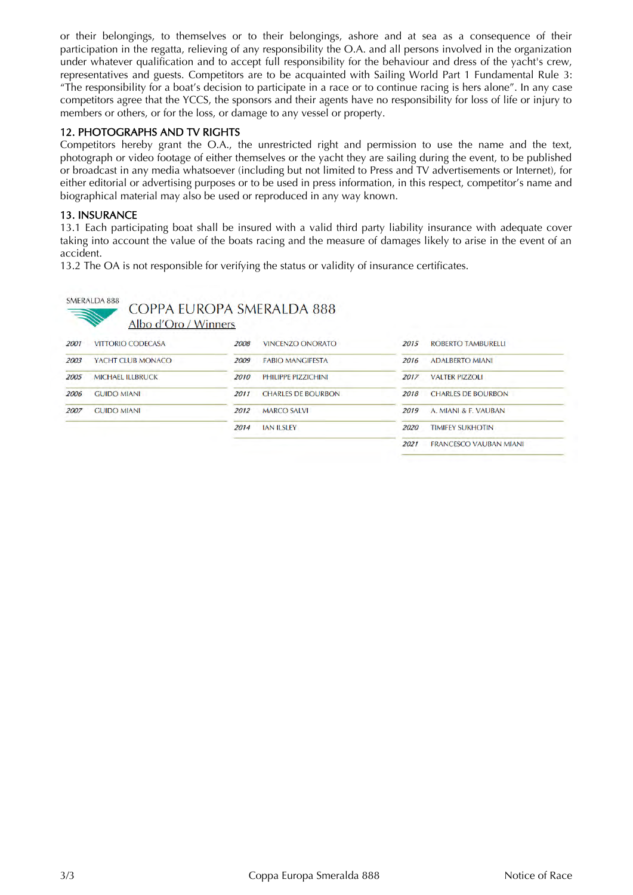or their belongings, to themselves or to their belongings, ashore and at sea as a consequence of their participation in the regatta, relieving of any responsibility the O.A. and all persons involved in the organization under whatever qualification and to accept full responsibility for the behaviour and dress of the yacht's crew, representatives and guests. Competitors are to be acquainted with Sailing World Part 1 Fundamental Rule 3: "The responsibility for a boat's decision to participate in a race or to continue racing is hers alone". In any case competitors agree that the YCCS, the sponsors and their agents have no responsibility for loss of life or injury to members or others, or for the loss, or damage to any vessel or property.

## 12. PHOTOGRAPHS AND TV RIGHTS

Competitors hereby grant the O.A., the unrestricted right and permission to use the name and the text, photograph or video footage of either themselves or the yacht they are sailing during the event, to be published or broadcast in any media whatsoever (including but not limited to Press and TV advertisements or Internet), for either editorial or advertising purposes or to be used in press information, in this respect, competitor's name and biographical material may also be used or reproduced in any way known.

## 13. INSURANCE

13.1 Each participating boat shall be insured with a valid third party liability insurance with adequate cover taking into account the value of the boats racing and the measure of damages likely to arise in the event of an accident.

13.2 The OA is not responsible for verifying the status or validity of insurance certificates.

SMERALDA 888

## COPPA EUROPA SMERALDA 888

Albo d'Oro / Winners

| Year | Winner |
|---|---|
| 2001 | VITTORIO CODECASA |
| 2003 | YACHT CLUB MONACO |
| 2005 | MICHAEL ILLBRUCK |
| 2006 | GUIDO MIANI |
| 2007 | GUIDO MIANI |
| 2008 | VINCENZO ONORATO |
| 2009 | FABIO MANGIFESTA |
| 2010 | PHILIPPE PIZZICHINI |
| 2011 | CHARLES DE BOURBON |
| 2012 | MARCO SALVI |
| 2014 | IAN ILSLEY |
| 2015 | ROBERTO TAMBURELLI |
| 2016 | ADALBERTO MIANI |
| 2017 | VALTER PIZZOLI |
| 2018 | CHARLES DE BOURBON |
| 2019 | A. MIANI & F. VAUBAN |
| 2020 | TIMIFEY SUKHOTIN |
| 2021 | FRANCESCO VAUBAN MIANI |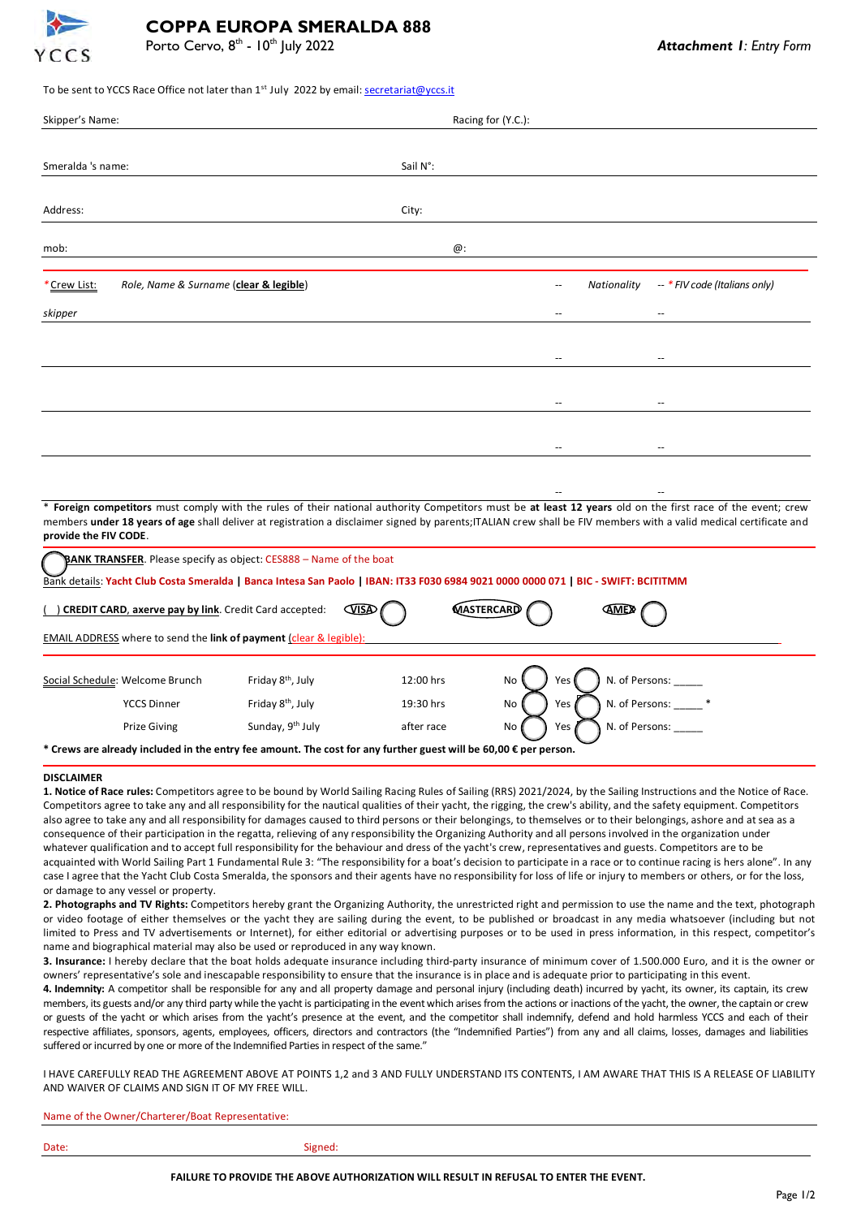# COPPA EUROPA SMERALDA 888

Porto Cervo, 8th - 10th July 2022

***Attachment 1**: Entry Form*

To be sent to YCCS Race Office not later than 1st July 2022 by email: secretariat@yccs.it

Skipper's Name: Racing for (Y.C.):

Smeralda 's name: Sail N°:

Address: City:

mob: @:

| *Crew List: *Role, Name & Surname* (**clear & legible**) | -- *Nationality* | -- * *FIV code (Italians only)* |
|---|---|---|
| *skipper* | -- | -- |
| | -- | -- |
| | -- | -- |
| | -- | -- |
| | -- | -- |

\* **Foreign competitors** must comply with the rules of their national authority Competitors must be **at least 12 years** old on the first race of the event; crew members **under 18 years of age** shall deliver at registration a disclaimer signed by parents;ITALIAN crew shall be FIV members with a valid medical certificate and **provide the FIV CODE**.

( ) **BANK TRANSFER**. Please specify as object: CES888 – Name of the boat

Bank details: **Yacht Club Costa Smeralda | Banca Intesa San Paolo | IBAN: IT33 F030 6984 9021 0000 0000 071 | BIC - SWIFT: BCITITMM**

( ) **CREDIT CARD**, **axerve pay by link**. Credit Card accepted: VISA ( ) MASTERCARD ( ) AMEX ( )

EMAIL ADDRESS where to send the **link of payment** (clear & legible):

| Social Schedule: | | | | |
|---|---|---|---|---|
| Welcome Brunch | Friday 8th, July | 12:00 hrs | No ( ) Yes ( ) | N. of Persons: _____ |
| YCCS Dinner | Friday 8th, July | 19:30 hrs | No ( ) Yes ( ) | N. of Persons: _____ * |
| Prize Giving | Sunday, 9th July | after race | No ( ) Yes ( ) | N. of Persons: _____ |

**\* Crews are already included in the entry fee amount. The cost for any further guest will be 60,00 € per person.**

**DISCLAIMER**

**1. Notice of Race rules:** Competitors agree to be bound by World Sailing Racing Rules of Sailing (RRS) 2021/2024, by the Sailing Instructions and the Notice of Race. Competitors agree to take any and all responsibility for the nautical qualities of their yacht, the rigging, the crew's ability, and the safety equipment. Competitors also agree to take any and all responsibility for damages caused to third persons or their belongings, to themselves or to their belongings, ashore and at sea as a consequence of their participation in the regatta, relieving of any responsibility the Organizing Authority and all persons involved in the organization under whatever qualification and to accept full responsibility for the behaviour and dress of the yacht's crew, representatives and guests. Competitors are to be acquainted with World Sailing Part 1 Fundamental Rule 3: "The responsibility for a boat's decision to participate in a race or to continue racing is hers alone". In any case I agree that the Yacht Club Costa Smeralda, the sponsors and their agents have no responsibility for loss of life or injury to members or others, or for the loss, or damage to any vessel or property.

**2. Photographs and TV Rights:** Competitors hereby grant the Organizing Authority, the unrestricted right and permission to use the name and the text, photograph or video footage of either themselves or the yacht they are sailing during the event, to be published or broadcast in any media whatsoever (including but not limited to Press and TV advertisements or Internet), for either editorial or advertising purposes or to be used in press information, in this respect, competitor's name and biographical material may also be used or reproduced in any way known.

**3. Insurance:** I hereby declare that the boat holds adequate insurance including third-party insurance of minimum cover of 1.500.000 Euro, and it is the owner or owners' representative's sole and inescapable responsibility to ensure that the insurance is in place and is adequate prior to participating in this event.

**4. Indemnity:** A competitor shall be responsible for any and all property damage and personal injury (including death) incurred by yacht, its owner, its captain, its crew members, its guests and/or any third party while the yacht is participating in the event which arises from the actions or inactions of the yacht, the owner, the captain or crew or guests of the yacht or which arises from the yacht's presence at the event, and the competitor shall indemnify, defend and hold harmless YCCS and each of their respective affiliates, sponsors, agents, employees, officers, directors and contractors (the "Indemnified Parties") from any and all claims, losses, damages and liabilities suffered or incurred by one or more of the Indemnified Parties in respect of the same."

I HAVE CAREFULLY READ THE AGREEMENT ABOVE AT POINTS 1,2 and 3 AND FULLY UNDERSTAND ITS CONTENTS, I AM AWARE THAT THIS IS A RELEASE OF LIABILITY AND WAIVER OF CLAIMS AND SIGN IT OF MY FREE WILL.

Name of the Owner/Charterer/Boat Representative:

Date: Signed:

**FAILURE TO PROVIDE THE ABOVE AUTHORIZATION WILL RESULT IN REFUSAL TO ENTER THE EVENT.**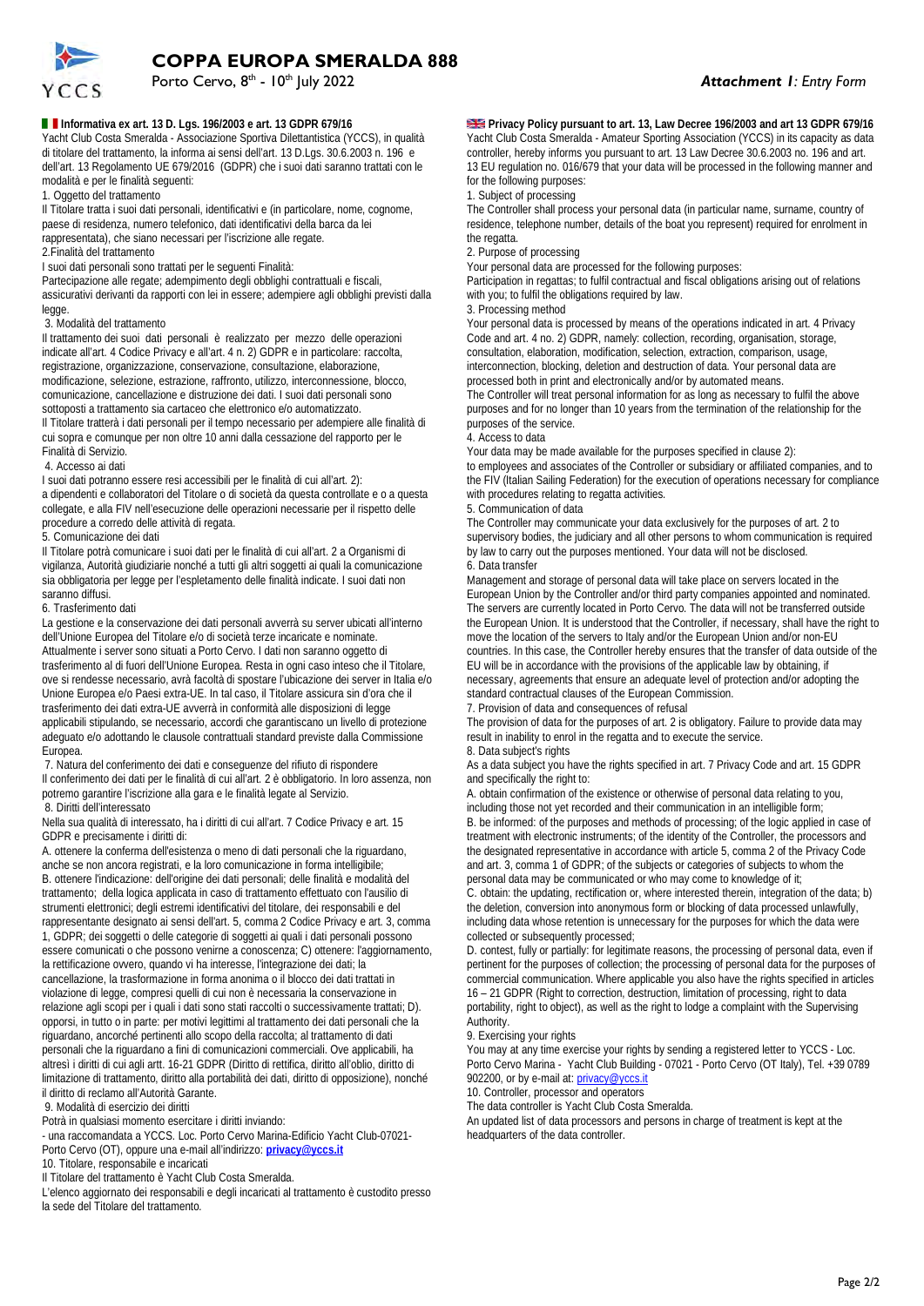# COPPA EUROPA SMERALDA 888

Porto Cervo, 8th - 10th July 2022

***Attachment 1**: Entry Form*

## Informativa ex art. 13 D. Lgs. 196/2003 e art. 13 GDPR 679/16

Yacht Club Costa Smeralda - Associazione Sportiva Dilettantistica (YCCS), in qualità di titolare del trattamento, la informa ai sensi dell'art. 13 D.Lgs. 30.6.2003 n. 196 e dell'art. 13 Regolamento UE 679/2016 (GDPR) che i suoi dati saranno trattati con le modalità e per le finalità seguenti:

1. Oggetto del trattamento

Il Titolare tratta i suoi dati personali, identificativi e (in particolare, nome, cognome, paese di residenza, numero telefonico, dati identificativi della barca da lei rappresentata), che siano necessari per l'iscrizione alle regate.

2.Finalità del trattamento

I suoi dati personali sono trattati per le seguenti Finalità:

Partecipazione alle regate; adempimento degli obblighi contrattuali e fiscali, assicurativi derivanti da rapporti con lei in essere; adempiere agli obblighi previsti dalla legge.

3. Modalità del trattamento

Il trattamento dei suoi dati personali è realizzato per mezzo delle operazioni indicate all'art. 4 Codice Privacy e all'art. 4 n. 2) GDPR e in particolare: raccolta, registrazione, organizzazione, conservazione, consultazione, elaborazione, modificazione, selezione, estrazione, raffronto, utilizzo, interconnessione, blocco, comunicazione, cancellazione e distruzione dei dati. I suoi dati personali sono sottoposti a trattamento sia cartaceo che elettronico e/o automatizzato.

Il Titolare tratterà i dati personali per il tempo necessario per adempiere alle finalità di cui sopra e comunque per non oltre 10 anni dalla cessazione del rapporto per le Finalità di Servizio.

4. Accesso ai dati

I suoi dati potranno essere resi accessibili per le finalità di cui all'art. 2):

a dipendenti e collaboratori del Titolare o di società da questa controllate e o a questa collegate, e alla FIV nell'esecuzione delle operazioni necessarie per il rispetto delle procedure a corredo delle attività di regata.

5. Comunicazione dei dati

Il Titolare potrà comunicare i suoi dati per le finalità di cui all'art. 2 a Organismi di vigilanza, Autorità giudiziarie nonché a tutti gli altri soggetti ai quali la comunicazione sia obbligatoria per legge per l'espletamento delle finalità indicate. I suoi dati non saranno diffusi.

6. Trasferimento dati

La gestione e la conservazione dei dati personali avverrà su server ubicati all'interno dell'Unione Europea del Titolare e/o di società terze incaricate e nominate. Attualmente i server sono situati a Porto Cervo. I dati non saranno oggetto di trasferimento al di fuori dell'Unione Europea. Resta in ogni caso inteso che il Titolare, ove si rendesse necessario, avrà facoltà di spostare l'ubicazione dei server in Italia e/o Unione Europea e/o Paesi extra-UE. In tal caso, il Titolare assicura sin d'ora che il trasferimento dei dati extra-UE avverrà in conformità alle disposizioni di legge applicabili stipulando, se necessario, accordi che garantiscano un livello di protezione adeguato e/o adottando le clausole contrattuali standard previste dalla Commissione Europea.

7. Natura del conferimento dei dati e conseguenze del rifiuto di rispondere

Il conferimento dei dati per le finalità di cui all'art. 2 è obbligatorio. In loro assenza, non potremo garantire l'iscrizione alla gara e le finalità legate al Servizio.

8. Diritti dell'interessato

Nella sua qualità di interessato, ha i diritti di cui all'art. 7 Codice Privacy e art. 15 GDPR e precisamente i diritti di:

A. ottenere la conferma dell'esistenza o meno di dati personali che la riguardano, anche se non ancora registrati, e la loro comunicazione in forma intelligibile;
B. ottenere l'indicazione: dell'origine dei dati personali; delle finalità e modalità del trattamento; della logica applicata in caso di trattamento effettuato con l'ausilio di strumenti elettronici; degli estremi identificativi del titolare, dei responsabili e del rappresentante designato ai sensi dell'art. 5, comma 2 Codice Privacy e art. 3, comma 1, GDPR; dei soggetti o delle categorie di soggetti ai quali i dati personali possono essere comunicati o che possono venirne a conoscenza; C) ottenere: l'aggiornamento, la rettificazione ovvero, quando vi ha interesse, l'integrazione dei dati; la cancellazione, la trasformazione in forma anonima o il blocco dei dati trattati in violazione di legge, compresi quelli di cui non è necessaria la conservazione in relazione agli scopi per i quali i dati sono stati raccolti o successivamente trattati; D). opporsi, in tutto o in parte: per motivi legittimi al trattamento dei dati personali che la riguardano, ancorché pertinenti allo scopo della raccolta; al trattamento di dati personali che la riguardano a fini di comunicazioni commerciali. Ove applicabili, ha altresì i diritti di cui agli artt. 16-21 GDPR (Diritto di rettifica, diritto all'oblio, diritto di limitazione di trattamento, diritto alla portabilità dei dati, diritto di opposizione), nonché il diritto di reclamo all'Autorità Garante.

9. Modalità di esercizio dei diritti

Potrà in qualsiasi momento esercitare i diritti inviando:

- una raccomandata a YCCS. Loc. Porto Cervo Marina-Edificio Yacht Club-07021-Porto Cervo (OT), oppure una e-mail all'indirizzo: **privacy@yccs.it**

10. Titolare, responsabile e incaricati

Il Titolare del trattamento è Yacht Club Costa Smeralda.

L'elenco aggiornato dei responsabili e degli incaricati al trattamento è custodito presso la sede del Titolare del trattamento.

## Privacy Policy pursuant to art. 13, Law Decree 196/2003 and art 13 GDPR 679/16

Yacht Club Costa Smeralda - Amateur Sporting Association (YCCS) in its capacity as data controller, hereby informs you pursuant to art. 13 Law Decree 30.6.2003 no. 196 and art. 13 EU regulation no. 016/679 that your data will be processed in the following manner and for the following purposes:

1. Subject of processing

The Controller shall process your personal data (in particular name, surname, country of residence, telephone number, details of the boat you represent) required for enrolment in the regatta.

2. Purpose of processing

Your personal data are processed for the following purposes:

Participation in regattas; to fulfil contractual and fiscal obligations arising out of relations with you; to fulfil the obligations required by law.

3. Processing method

Your personal data is processed by means of the operations indicated in art. 4 Privacy Code and art. 4 no. 2) GDPR, namely: collection, recording, organisation, storage, consultation, elaboration, modification, selection, extraction, comparison, usage, interconnection, blocking, deletion and destruction of data. Your personal data are processed both in print and electronically and/or by automated means.

The Controller will treat personal information for as long as necessary to fulfil the above purposes and for no longer than 10 years from the termination of the relationship for the purposes of the service.

4. Access to data

Your data may be made available for the purposes specified in clause 2):

to employees and associates of the Controller or subsidiary or affiliated companies, and to the FIV (Italian Sailing Federation) for the execution of operations necessary for compliance with procedures relating to regatta activities.

5. Communication of data

The Controller may communicate your data exclusively for the purposes of art. 2 to supervisory bodies, the judiciary and all other persons to whom communication is required by law to carry out the purposes mentioned. Your data will not be disclosed.

6. Data transfer

Management and storage of personal data will take place on servers located in the European Union by the Controller and/or third party companies appointed and nominated. The servers are currently located in Porto Cervo. The data will not be transferred outside the European Union. It is understood that the Controller, if necessary, shall have the right to move the location of the servers to Italy and/or the European Union and/or non-EU countries. In this case, the Controller hereby ensures that the transfer of data outside of the EU will be in accordance with the provisions of the applicable law by obtaining, if necessary, agreements that ensure an adequate level of protection and/or adopting the standard contractual clauses of the European Commission.

7. Provision of data and consequences of refusal

The provision of data for the purposes of art. 2 is obligatory. Failure to provide data may result in inability to enrol in the regatta and to execute the service.

8. Data subject's rights

As a data subject you have the rights specified in art. 7 Privacy Code and art. 15 GDPR and specifically the right to:

A. obtain confirmation of the existence or otherwise of personal data relating to you, including those not yet recorded and their communication in an intelligible form;
B. be informed: of the purposes and methods of processing; of the logic applied in case of treatment with electronic instruments; of the identity of the Controller, the processors and the designated representative in accordance with article 5, comma 2 of the Privacy Code and art. 3, comma 1 of GDPR; of the subjects or categories of subjects to whom the personal data may be communicated or who may come to knowledge of it;
C. obtain: the updating, rectification or, where interested therein, integration of the data; b) the deletion, conversion into anonymous form or blocking of data processed unlawfully, including data whose retention is unnecessary for the purposes for which the data were collected or subsequently processed;
D. contest, fully or partially: for legitimate reasons, the processing of personal data, even if pertinent for the purposes of collection; the processing of personal data for the purposes of commercial communication. Where applicable you also have the rights specified in articles 16 – 21 GDPR (Right to correction, destruction, limitation of processing, right to data portability, right to object), as well as the right to lodge a complaint with the Supervising Authority.

9. Exercising your rights

You may at any time exercise your rights by sending a registered letter to YCCS - Loc. Porto Cervo Marina - Yacht Club Building - 07021 - Porto Cervo (OT Italy), Tel. +39 0789 902200, or by e-mail at: privacy@yccs.it

10. Controller, processor and operators

The data controller is Yacht Club Costa Smeralda.

An updated list of data processors and persons in charge of treatment is kept at the headquarters of the data controller.